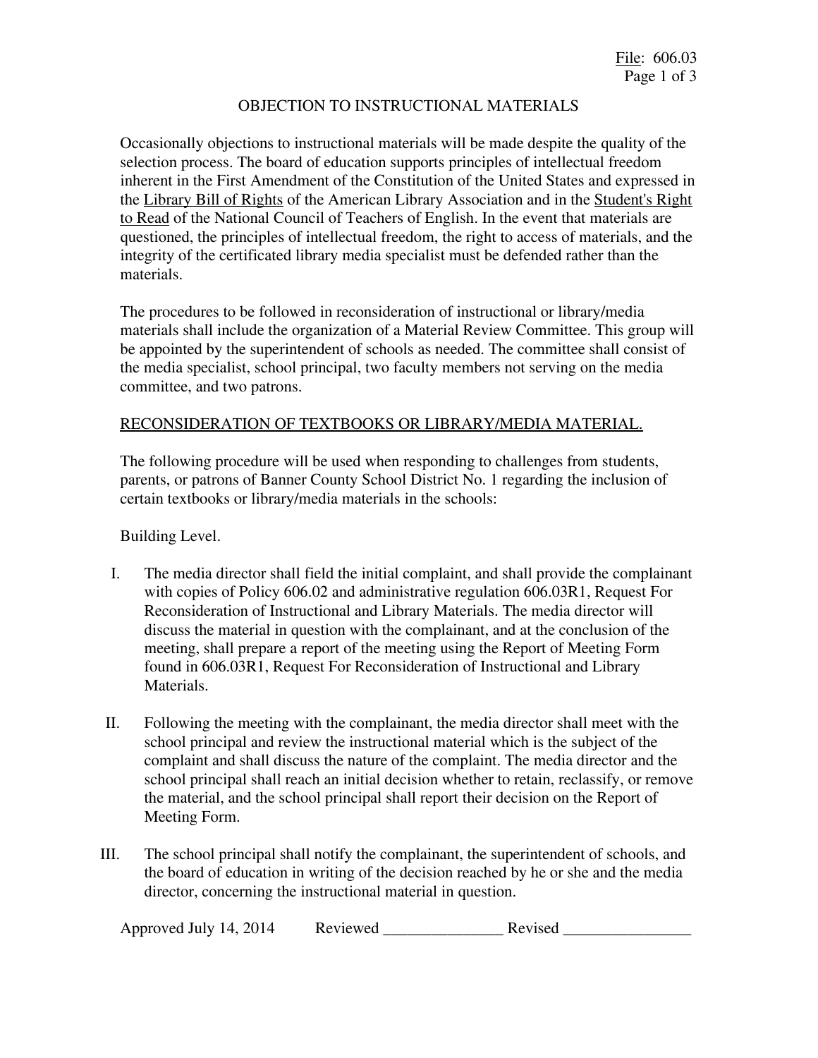# OBJECTION TO INSTRUCTIONAL MATERIALS

Occasionally objections to instructional materials will be made despite the quality of the selection process. The board of education supports principles of intellectual freedom inherent in the First Amendment of the Constitution of the United States and expressed in the Library Bill of Rights of the American Library Association and in the Student's Right to Read of the National Council of Teachers of English. In the event that materials are questioned, the principles of intellectual freedom, the right to access of materials, and the integrity of the certificated library media specialist must be defended rather than the materials.

The procedures to be followed in reconsideration of instructional or library/media materials shall include the organization of a Material Review Committee. This group will be appointed by the superintendent of schools as needed. The committee shall consist of the media specialist, school principal, two faculty members not serving on the media committee, and two patrons.

## RECONSIDERATION OF TEXTBOOKS OR LIBRARY/MEDIA MATERIAL.

The following procedure will be used when responding to challenges from students, parents, or patrons of Banner County School District No. 1 regarding the inclusion of certain textbooks or library/media materials in the schools:

Building Level.

I. The media director shall field the initial complaint, and shall provide the complainant with copies of Policy 606.02 and administrative regulation 606.03R1, Request For Reconsideration of Instructional and Library Materials. The media director will discuss the material in question with the complainant, and at the conclusion of the meeting, shall prepare a report of the meeting using the Report of Meeting Form found in 606.03R1, Request For Reconsideration of Instructional and Library Materials.

II. Following the meeting with the complainant, the media director shall meet with the school principal and review the instructional material which is the subject of the complaint and shall discuss the nature of the complaint. The media director and the school principal shall reach an initial decision whether to retain, reclassify, or remove the material, and the school principal shall report their decision on the Report of Meeting Form.

III. The school principal shall notify the complainant, the superintendent of schools, and the board of education in writing of the decision reached by he or she and the media director, concerning the instructional material in question.

Approved July 14, 2014 Reviewed _______________ Revised ________________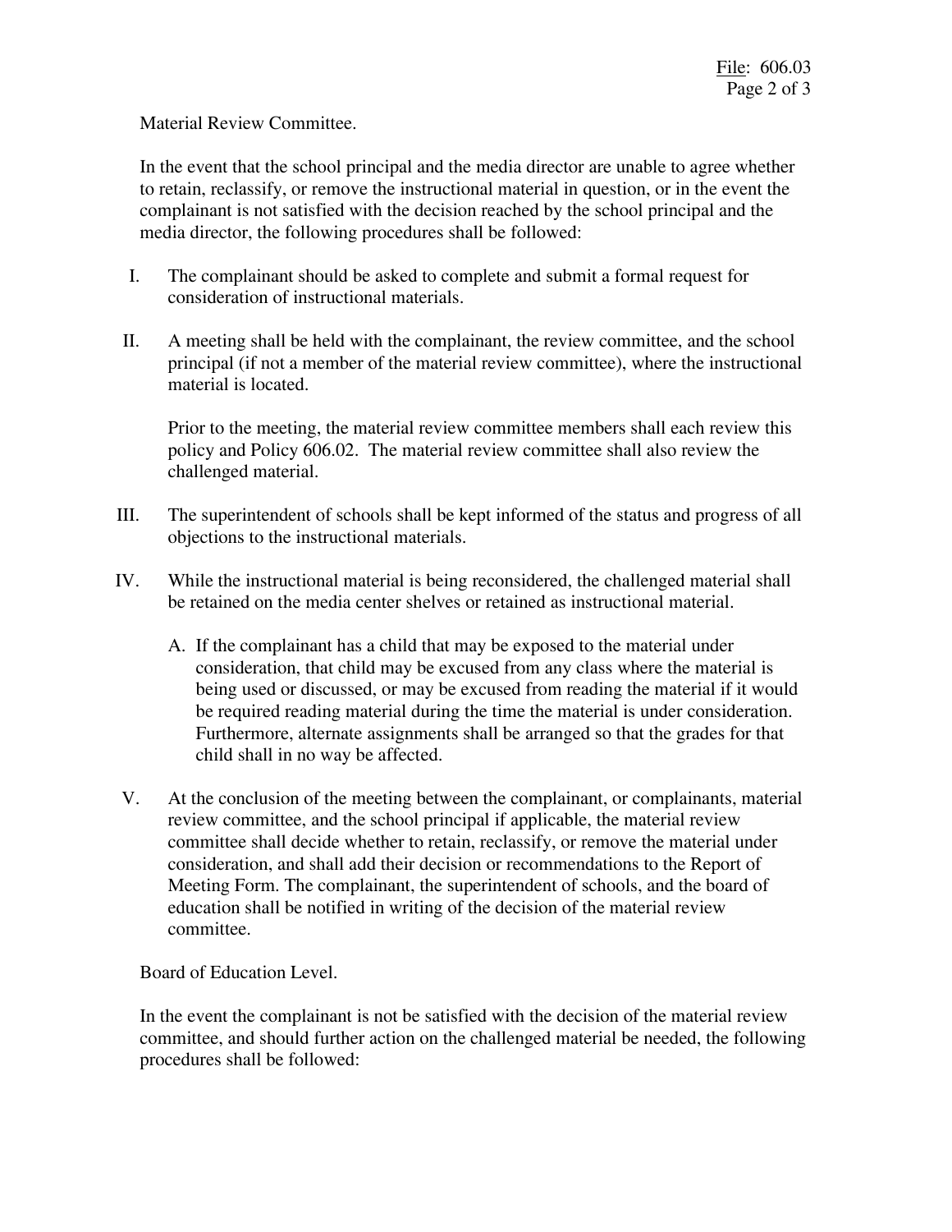Material Review Committee.

In the event that the school principal and the media director are unable to agree whether to retain, reclassify, or remove the instructional material in question, or in the event the complainant is not satisfied with the decision reached by the school principal and the media director, the following procedures shall be followed:

I. The complainant should be asked to complete and submit a formal request for consideration of instructional materials.

II. A meeting shall be held with the complainant, the review committee, and the school principal (if not a member of the material review committee), where the instructional material is located.

   Prior to the meeting, the material review committee members shall each review this policy and Policy 606.02. The material review committee shall also review the challenged material.

III. The superintendent of schools shall be kept informed of the status and progress of all objections to the instructional materials.

IV. While the instructional material is being reconsidered, the challenged material shall be retained on the media center shelves or retained as instructional material.

   A. If the complainant has a child that may be exposed to the material under consideration, that child may be excused from any class where the material is being used or discussed, or may be excused from reading the material if it would be required reading material during the time the material is under consideration. Furthermore, alternate assignments shall be arranged so that the grades for that child shall in no way be affected.

V. At the conclusion of the meeting between the complainant, or complainants, material review committee, and the school principal if applicable, the material review committee shall decide whether to retain, reclassify, or remove the material under consideration, and shall add their decision or recommendations to the Report of Meeting Form. The complainant, the superintendent of schools, and the board of education shall be notified in writing of the decision of the material review committee.

Board of Education Level.

In the event the complainant is not be satisfied with the decision of the material review committee, and should further action on the challenged material be needed, the following procedures shall be followed: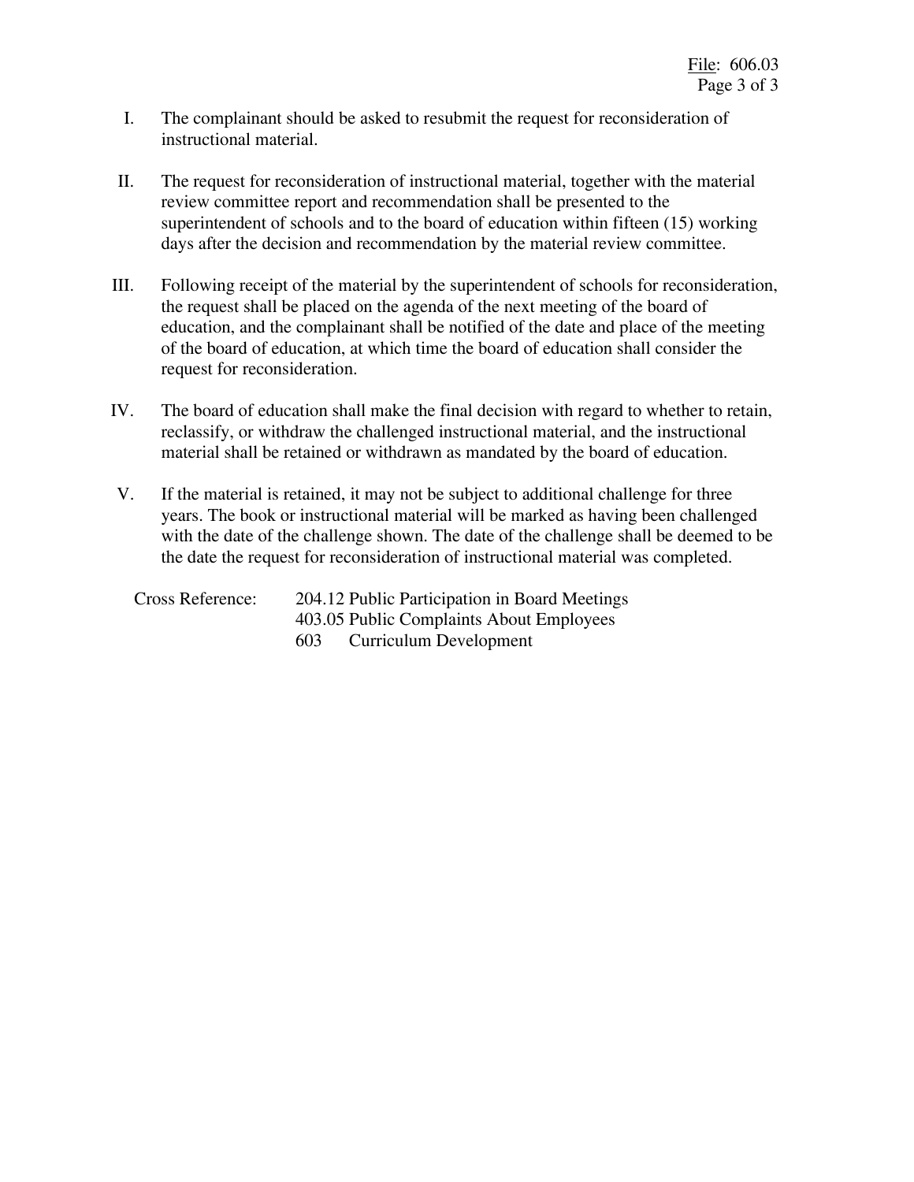I. The complainant should be asked to resubmit the request for reconsideration of instructional material.

II. The request for reconsideration of instructional material, together with the material review committee report and recommendation shall be presented to the superintendent of schools and to the board of education within fifteen (15) working days after the decision and recommendation by the material review committee.

III. Following receipt of the material by the superintendent of schools for reconsideration, the request shall be placed on the agenda of the next meeting of the board of education, and the complainant shall be notified of the date and place of the meeting of the board of education, at which time the board of education shall consider the request for reconsideration.

IV. The board of education shall make the final decision with regard to whether to retain, reclassify, or withdraw the challenged instructional material, and the instructional material shall be retained or withdrawn as mandated by the board of education.

V. If the material is retained, it may not be subject to additional challenge for three years. The book or instructional material will be marked as having been challenged with the date of the challenge shown. The date of the challenge shall be deemed to be the date the request for reconsideration of instructional material was completed.

Cross Reference: 204.12 Public Participation in Board Meetings
403.05 Public Complaints About Employees
603 Curriculum Development